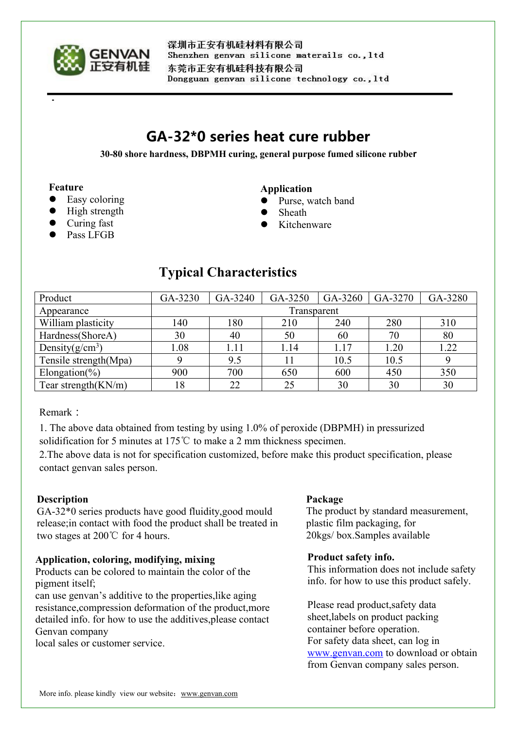深圳市正安有机硅材料有限公司
Shenzhen genvan silicone materails co.,ltd
东莞市正安有机硅科技有限公司
Dongguan genvan silicone technology co.,ltd

# GA-32*0 series heat cure rubber

**30-80 shore hardness, DBPMH curing, general purpose fumed silicone rubber**

**Feature**

- Easy coloring
- High strength
- Curing fast
- Pass LFGB

**Application**

- Purse, watch band
- Sheath
- Kitchenware

## Typical Characteristics

| Product | GA-3230 | GA-3240 | GA-3250 | GA-3260 | GA-3270 | GA-3280 |
|---|---|---|---|---|---|---|
| Appearance | Transparent | | | | | |
| William plasticity | 140 | 180 | 210 | 240 | 280 | 310 |
| Hardness(ShoreA) | 30 | 40 | 50 | 60 | 70 | 80 |
| Density($g/cm^3$) | 1.08 | 1.11 | 1.14 | 1.17 | 1.20 | 1.22 |
| Tensile strength(Mpa) | 9 | 9.5 | 11 | 10.5 | 10.5 | 9 |
| Elongation(%) | 900 | 700 | 650 | 600 | 450 | 350 |
| Tear strength(KN/m) | 18 | 22 | 25 | 30 | 30 | 30 |

Remark：

1. The above data obtained from testing by using 1.0% of peroxide (DBPMH) in pressurized solidification for 5 minutes at 175℃ to make a 2 mm thickness specimen.
2. The above data is not for specification customized, before make this product specification, please contact genvan sales person.

**Description**

GA-32*0 series products have good fluidity,good mould release;in contact with food the product shall be treated in two stages at 200℃ for 4 hours.

**Application, coloring, modifying, mixing**

Products can be colored to maintain the color of the pigment itself;
can use genvan's additive to the properties,like aging resistance,compression deformation of the product,more detailed info. for how to use the additives,please contact Genvan company
local sales or customer service.

**Package**

The product by standard measurement, plastic film packaging, for 20kgs/ box.Samples available

**Product safety info.**

This information does not include safety info. for how to use this product safely.

Please read product,safety data sheet,labels on product packing container before operation.
For safety data sheet, can log in www.genvan.com to download or obtain from Genvan company sales person.

More info. please kindly view our website：www.genvan.com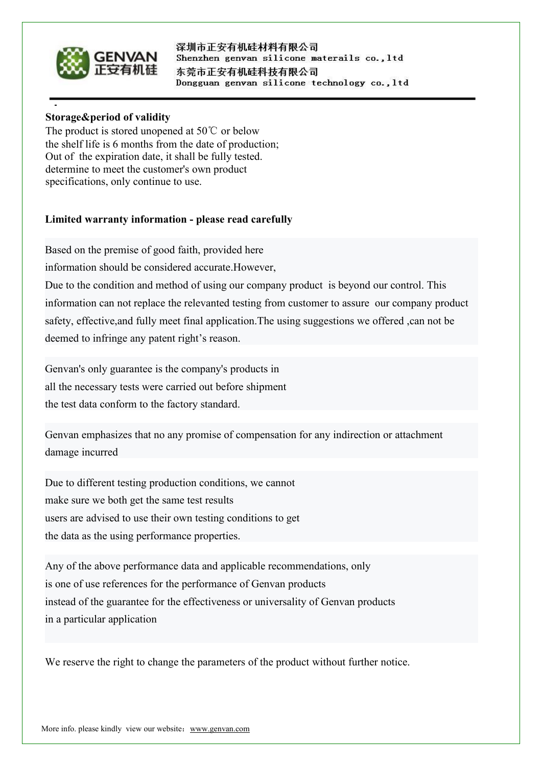**Storage&period of validity**

The product is stored unopened at 50℃ or below
the shelf life is 6 months from the date of production;
Out of the expiration date, it shall be fully tested.
determine to meet the customer's own product
specifications, only continue to use.

**Limited warranty information - please read carefully**

Based on the premise of good faith, provided here
information should be considered accurate.However,
Due to the condition and method of using our company product is beyond our control. This information can not replace the relevanted testing from customer to assure our company product safety, effective,and fully meet final application.The using suggestions we offered ,can not be deemed to infringe any patent right's reason.

Genvan's only guarantee is the company's products in
all the necessary tests were carried out before shipment
the test data conform to the factory standard.

Genvan emphasizes that no any promise of compensation for any indirection or attachment damage incurred

Due to different testing production conditions, we cannot
make sure we both get the same test results
users are advised to use their own testing conditions to get
the data as the using performance properties.

Any of the above performance data and applicable recommendations, only
is one of use references for the performance of Genvan products
instead of the guarantee for the effectiveness or universality of Genvan products
in a particular application

We reserve the right to change the parameters of the product without further notice.